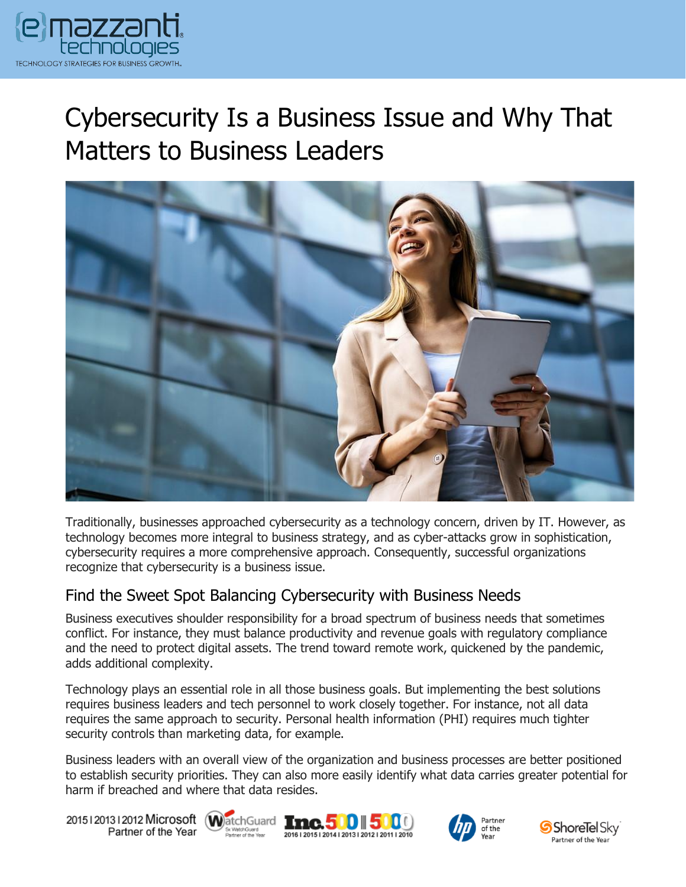# Cybersecurity Is a Business Issue and Why That Matters to Business Leaders

Traditionally, businesses approached cybersecurity as a technology concern, driven by IT. However, as technology becomes more integral to business strategy, and as cyber-attacks grow in sophistication, cybersecurity requires a more comprehensive approach. Consequently, successful organizations recognize that cybersecurity is a business issue.

## Find the Sweet Spot Balancing Cybersecurity with Business Needs

Business executives shoulder responsibility for a broad spectrum of business needs that sometimes conflict. For instance, they must balance productivity and revenue goals with regulatory compliance and the need to protect digital assets. The trend toward remote work, quickened by the pandemic, adds additional complexity.

Technology plays an essential role in all those business goals. But implementing the best solutions requires business leaders and tech personnel to work closely together. For instance, not all data requires the same approach to security. Personal health information (PHI) requires much tighter security controls than marketing data, for example.

Business leaders with an overall view of the organization and business processes are better positioned to establish security priorities. They can also more easily identify what data carries greater potential for harm if breached and where that data resides.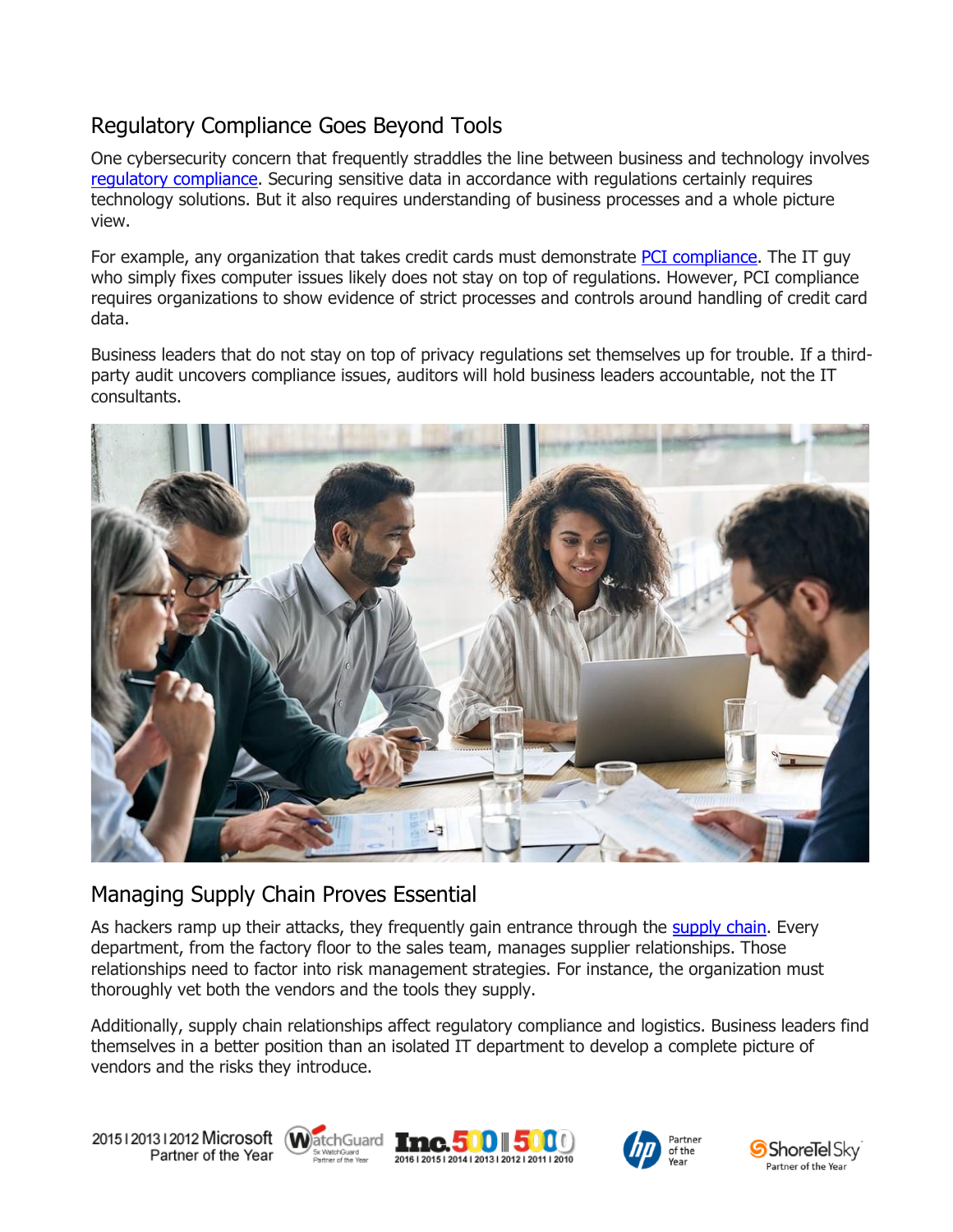## Regulatory Compliance Goes Beyond Tools

One cybersecurity concern that frequently straddles the line between business and technology involves regulatory compliance. Securing sensitive data in accordance with regulations certainly requires technology solutions. But it also requires understanding of business processes and a whole picture view.

For example, any organization that takes credit cards must demonstrate PCI compliance. The IT guy who simply fixes computer issues likely does not stay on top of regulations. However, PCI compliance requires organizations to show evidence of strict processes and controls around handling of credit card data.

Business leaders that do not stay on top of privacy regulations set themselves up for trouble. If a third-party audit uncovers compliance issues, auditors will hold business leaders accountable, not the IT consultants.

## Managing Supply Chain Proves Essential

As hackers ramp up their attacks, they frequently gain entrance through the supply chain. Every department, from the factory floor to the sales team, manages supplier relationships. Those relationships need to factor into risk management strategies. For instance, the organization must thoroughly vet both the vendors and the tools they supply.

Additionally, supply chain relationships affect regulatory compliance and logistics. Business leaders find themselves in a better position than an isolated IT department to develop a complete picture of vendors and the risks they introduce.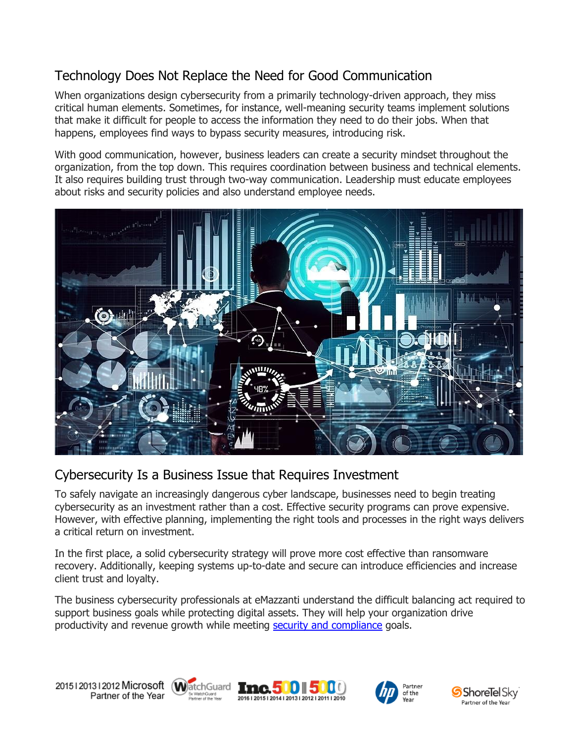## Technology Does Not Replace the Need for Good Communication

When organizations design cybersecurity from a primarily technology-driven approach, they miss critical human elements. Sometimes, for instance, well-meaning security teams implement solutions that make it difficult for people to access the information they need to do their jobs. When that happens, employees find ways to bypass security measures, introducing risk.

With good communication, however, business leaders can create a security mindset throughout the organization, from the top down. This requires coordination between business and technical elements. It also requires building trust through two-way communication. Leadership must educate employees about risks and security policies and also understand employee needs.

## Cybersecurity Is a Business Issue that Requires Investment

To safely navigate an increasingly dangerous cyber landscape, businesses need to begin treating cybersecurity as an investment rather than a cost. Effective security programs can prove expensive. However, with effective planning, implementing the right tools and processes in the right ways delivers a critical return on investment.

In the first place, a solid cybersecurity strategy will prove more cost effective than ransomware recovery. Additionally, keeping systems up-to-date and secure can introduce efficiencies and increase client trust and loyalty.

The business cybersecurity professionals at eMazzanti understand the difficult balancing act required to support business goals while protecting digital assets. They will help your organization drive productivity and revenue growth while meeting [security and compliance] goals.

2015 | 2013 | 2012 Microsoft Partner of the Year

WatchGuard 5x WatchGuard Partner of the Year

Inc. 500 | 5000 2016 | 2015 | 2014 | 2013 | 2012 | 2011 | 2010

hp Partner of the Year

ShoreTel Sky Partner of the Year